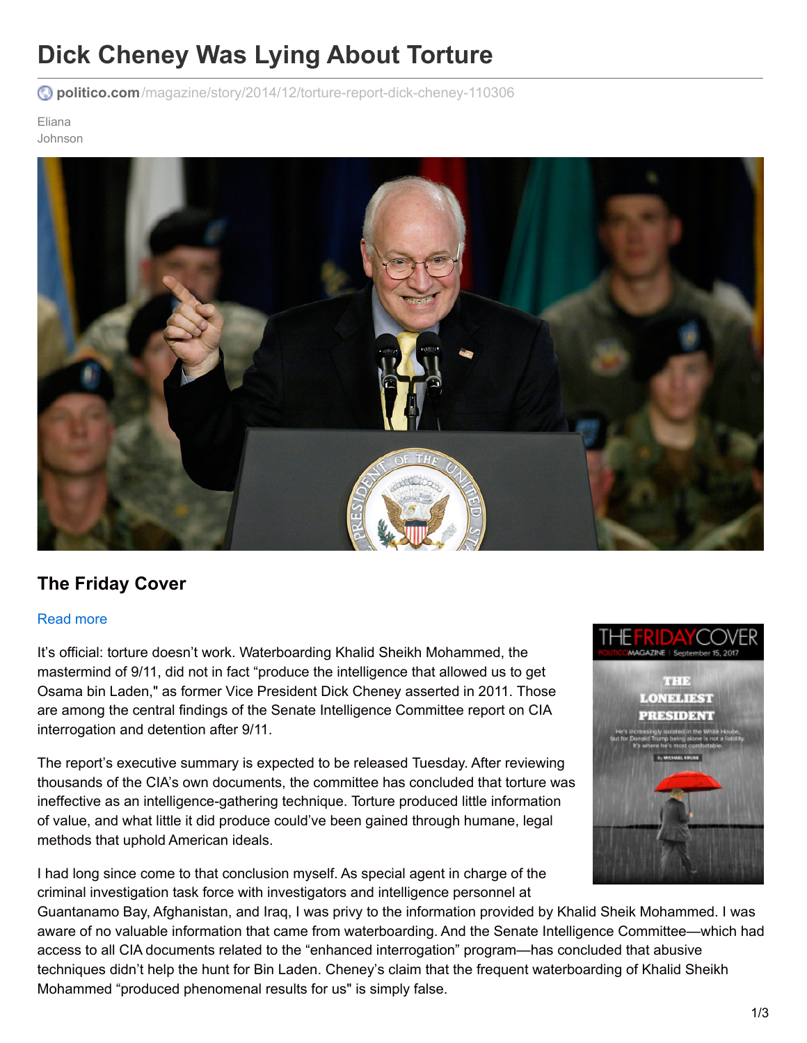# Dick Cheney Was Lying About Torture

politico.com/magazine/story/2014/12/torture-report-dick-cheney-110306

Eliana Johnson

## The Friday Cover

Read more

It's official: torture doesn't work. Waterboarding Khalid Sheikh Mohammed, the mastermind of 9/11, did not in fact "produce the intelligence that allowed us to get Osama bin Laden," as former Vice President Dick Cheney asserted in 2011. Those are among the central findings of the Senate Intelligence Committee report on CIA interrogation and detention after 9/11.

The report's executive summary is expected to be released Tuesday. After reviewing thousands of the CIA's own documents, the committee has concluded that torture was ineffective as an intelligence-gathering technique. Torture produced little information of value, and what little it did produce could've been gained through humane, legal methods that uphold American ideals.

I had long since come to that conclusion myself. As special agent in charge of the criminal investigation task force with investigators and intelligence personnel at Guantanamo Bay, Afghanistan, and Iraq, I was privy to the information provided by Khalid Sheik Mohammed. I was aware of no valuable information that came from waterboarding. And the Senate Intelligence Committee—which had access to all CIA documents related to the "enhanced interrogation" program—has concluded that abusive techniques didn't help the hunt for Bin Laden. Cheney's claim that the frequent waterboarding of Khalid Sheikh Mohammed "produced phenomenal results for us" is simply false.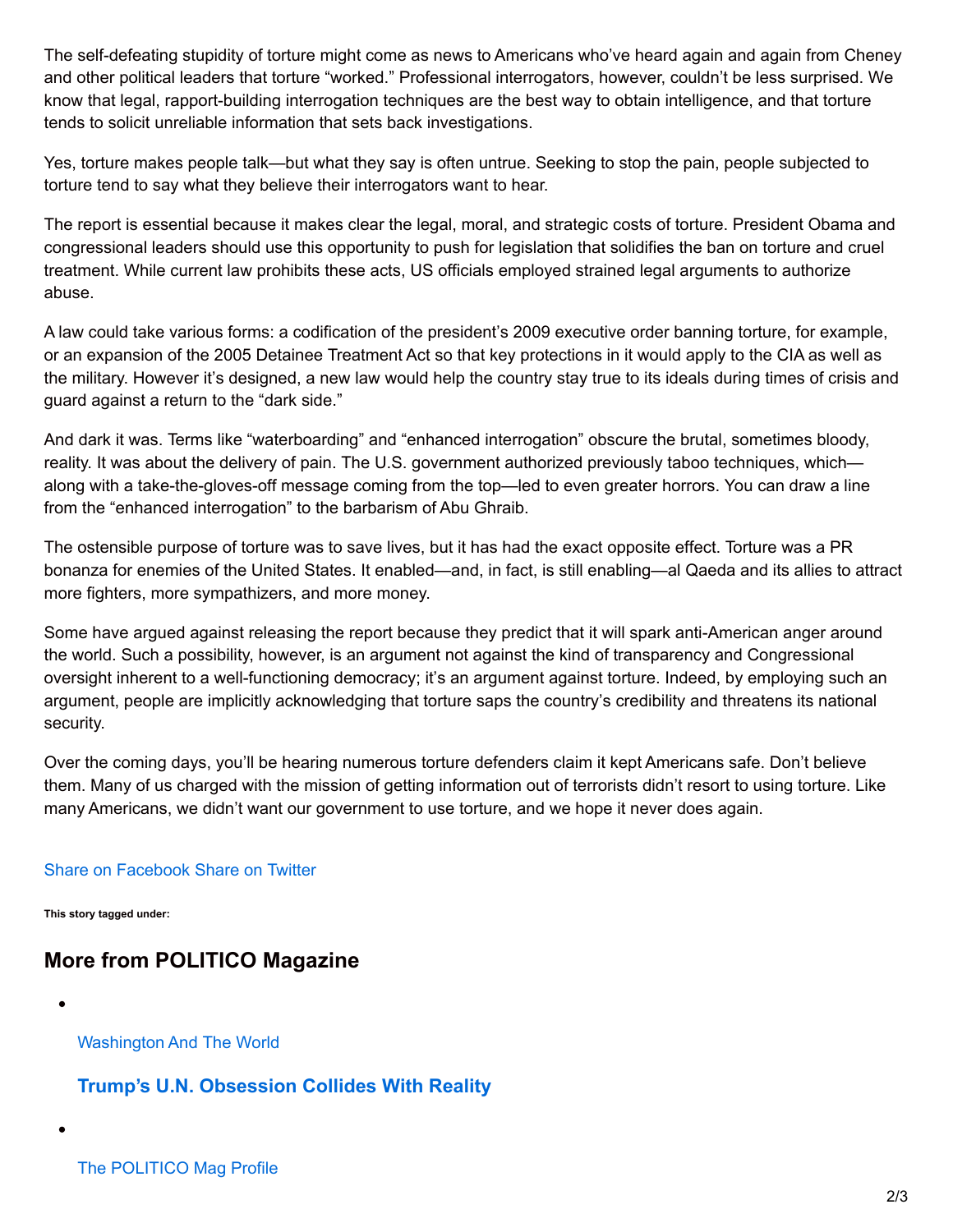The self-defeating stupidity of torture might come as news to Americans who've heard again and again from Cheney and other political leaders that torture "worked." Professional interrogators, however, couldn't be less surprised. We know that legal, rapport-building interrogation techniques are the best way to obtain intelligence, and that torture tends to solicit unreliable information that sets back investigations.

Yes, torture makes people talk—but what they say is often untrue. Seeking to stop the pain, people subjected to torture tend to say what they believe their interrogators want to hear.

The report is essential because it makes clear the legal, moral, and strategic costs of torture. President Obama and congressional leaders should use this opportunity to push for legislation that solidifies the ban on torture and cruel treatment. While current law prohibits these acts, US officials employed strained legal arguments to authorize abuse.

A law could take various forms: a codification of the president's 2009 executive order banning torture, for example, or an expansion of the 2005 Detainee Treatment Act so that key protections in it would apply to the CIA as well as the military. However it's designed, a new law would help the country stay true to its ideals during times of crisis and guard against a return to the "dark side."

And dark it was. Terms like "waterboarding" and "enhanced interrogation" obscure the brutal, sometimes bloody, reality. It was about the delivery of pain. The U.S. government authorized previously taboo techniques, which—along with a take-the-gloves-off message coming from the top—led to even greater horrors. You can draw a line from the "enhanced interrogation" to the barbarism of Abu Ghraib.

The ostensible purpose of torture was to save lives, but it has had the exact opposite effect. Torture was a PR bonanza for enemies of the United States. It enabled—and, in fact, is still enabling—al Qaeda and its allies to attract more fighters, more sympathizers, and more money.

Some have argued against releasing the report because they predict that it will spark anti-American anger around the world. Such a possibility, however, is an argument not against the kind of transparency and Congressional oversight inherent to a well-functioning democracy; it's an argument against torture. Indeed, by employing such an argument, people are implicitly acknowledging that torture saps the country's credibility and threatens its national security.

Over the coming days, you'll be hearing numerous torture defenders claim it kept Americans safe. Don't believe them. Many of us charged with the mission of getting information out of terrorists didn't resort to using torture. Like many Americans, we didn't want our government to use torture, and we hope it never does again.

Share on Facebook Share on Twitter

**This story tagged under:**

## More from POLITICO Magazine

- Washington And The World

  **Trump's U.N. Obsession Collides With Reality**

- The POLITICO Mag Profile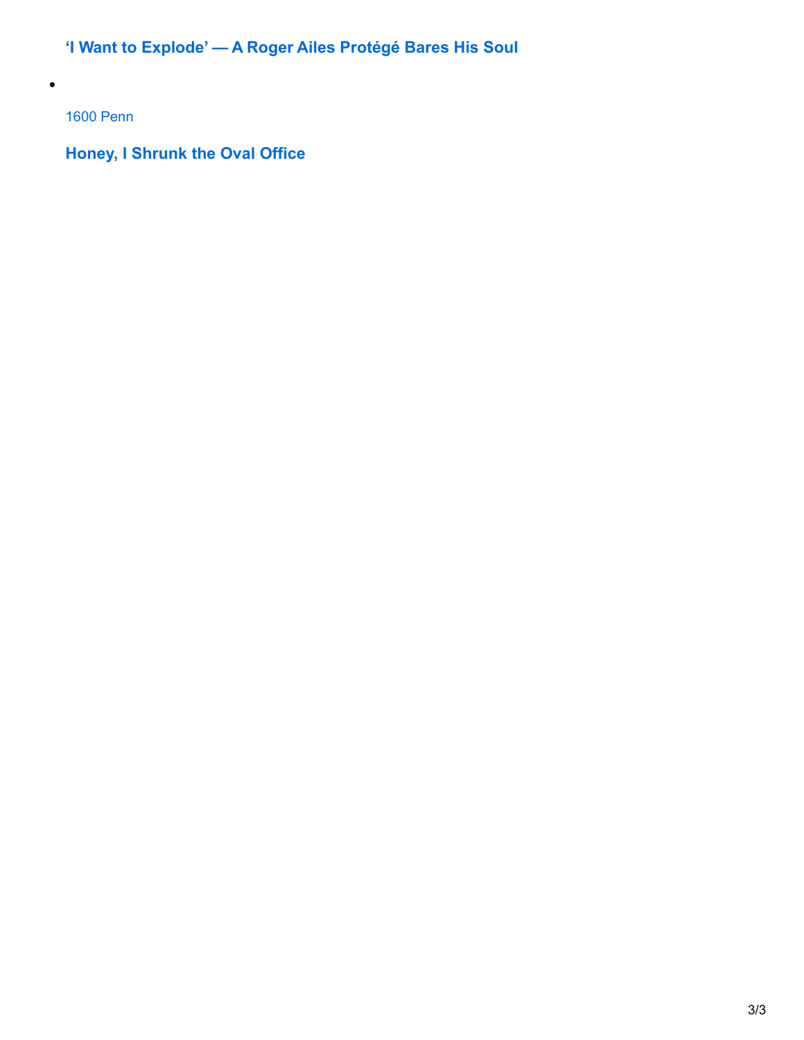**‘I Want to Explode’ — A Roger Ailes Protégé Bares His Soul**

- 

  1600 Penn

  **Honey, I Shrunk the Oval Office**